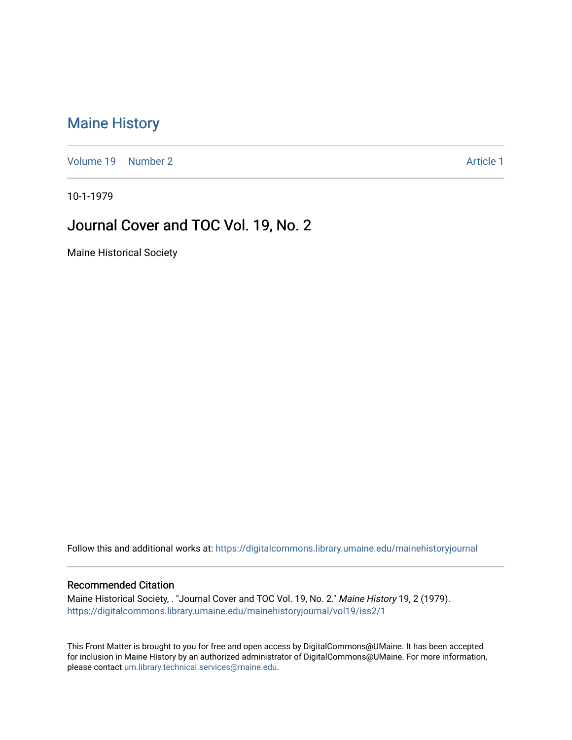# Maine History

Volume 19 | Number 2 | Article 1

10-1-1979

## Journal Cover and TOC Vol. 19, No. 2

Maine Historical Society

Follow this and additional works at: https://digitalcommons.library.umaine.edu/mainehistoryjournal

### Recommended Citation

Maine Historical Society, . "Journal Cover and TOC Vol. 19, No. 2." *Maine History* 19, 2 (1979). https://digitalcommons.library.umaine.edu/mainehistoryjournal/vol19/iss2/1

This Front Matter is brought to you for free and open access by DigitalCommons@UMaine. It has been accepted for inclusion in Maine History by an authorized administrator of DigitalCommons@UMaine. For more information, please contact um.library.technical.services@maine.edu.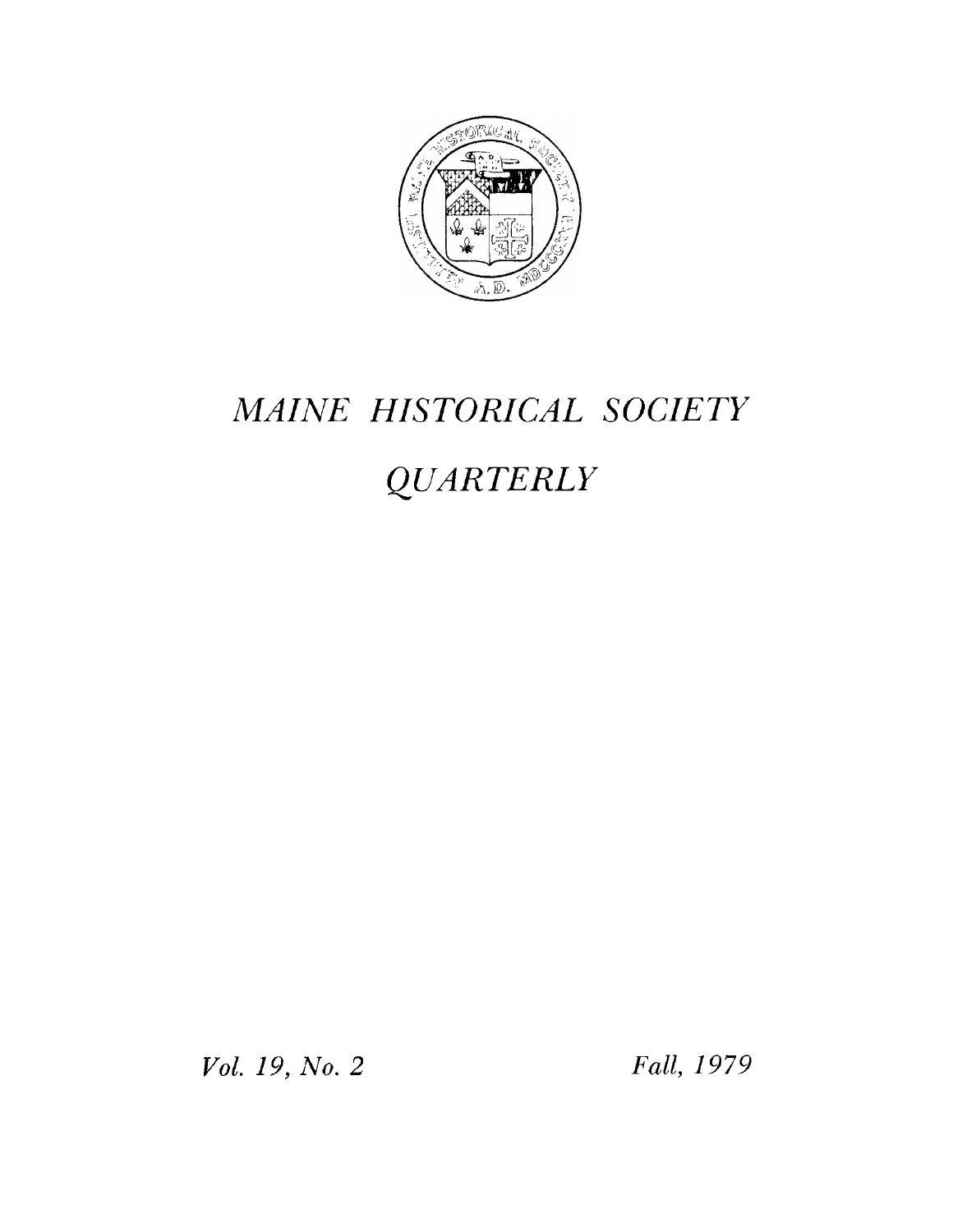# *MAINE HISTORICAL SOCIETY*

# *QUARTERLY*

*Vol. 19, No. 2* *Fall, 1979*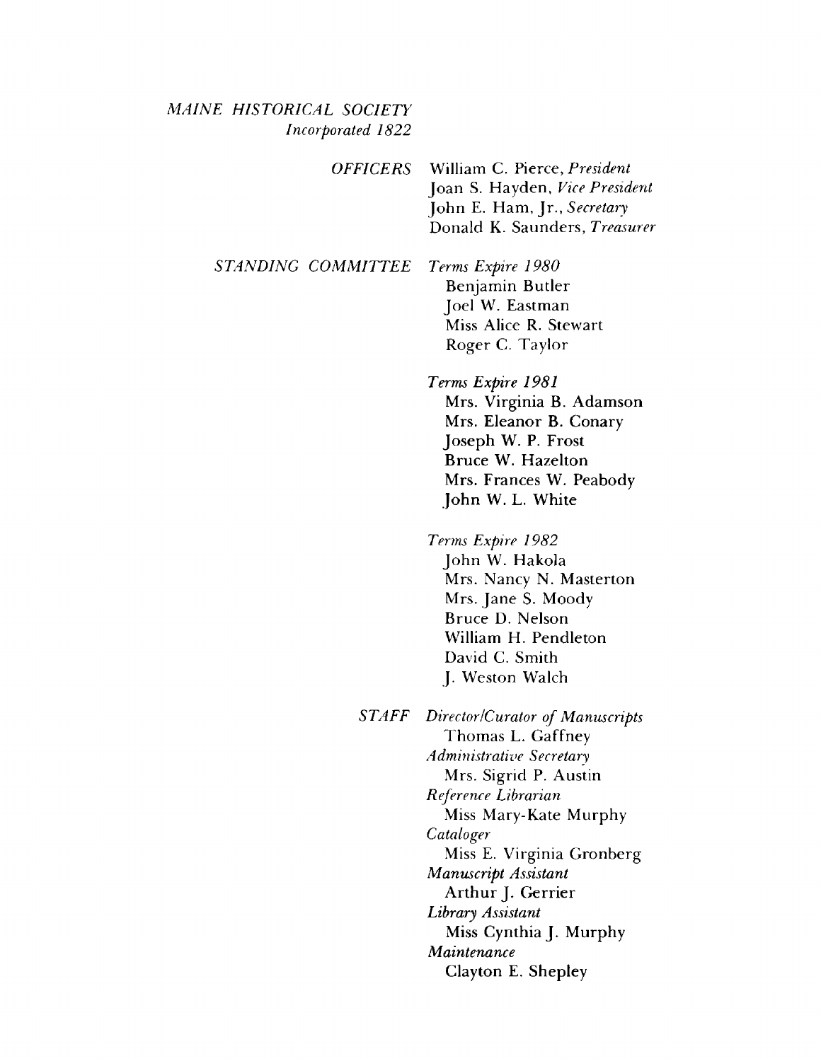*MAINE HISTORICAL SOCIETY*
*Incorporated 1822*

*OFFICERS*

William C. Pierce, *President*
Joan S. Hayden, *Vice President*
John E. Ham, Jr., *Secretary*
Donald K. Saunders, *Treasurer*

*STANDING COMMITTEE*

*Terms Expire 1980*
- Benjamin Butler
- Joel W. Eastman
- Miss Alice R. Stewart
- Roger C. Taylor

*Terms Expire 1981*
- Mrs. Virginia B. Adamson
- Mrs. Eleanor B. Conary
- Joseph W. P. Frost
- Bruce W. Hazelton
- Mrs. Frances W. Peabody
- John W. L. White

*Terms Expire 1982*
- John W. Hakola
- Mrs. Nancy N. Masterton
- Mrs. Jane S. Moody
- Bruce D. Nelson
- William H. Pendleton
- David C. Smith
- J. Weston Walch

*STAFF*

*Director/Curator of Manuscripts*
Thomas L. Gaffney

*Administrative Secretary*
Mrs. Sigrid P. Austin

*Reference Librarian*
Miss Mary-Kate Murphy

*Cataloger*
Miss E. Virginia Gronberg

*Manuscript Assistant*
Arthur J. Gerrier

*Library Assistant*
Miss Cynthia J. Murphy

*Maintenance*
Clayton E. Shepley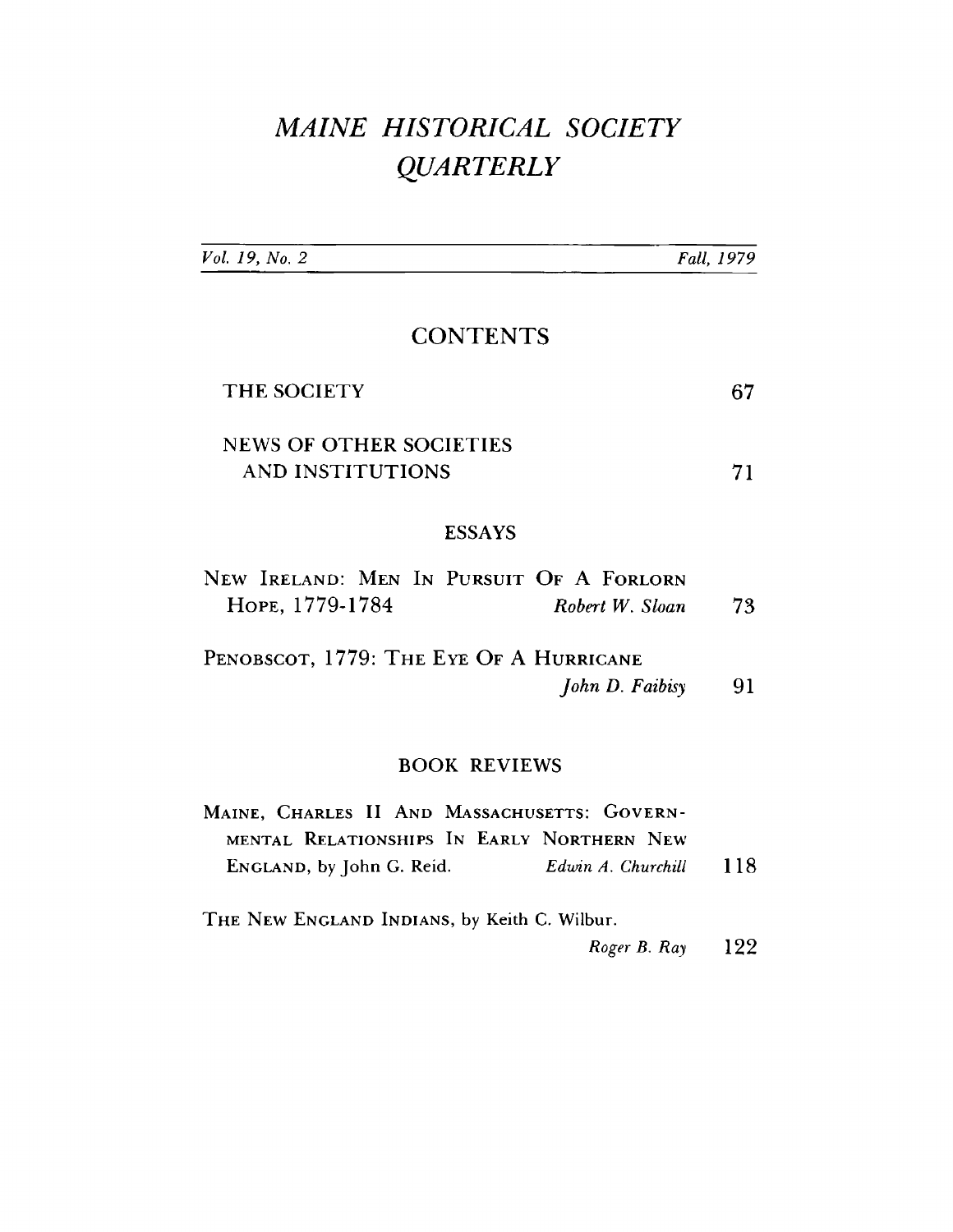# *MAINE HISTORICAL SOCIETY QUARTERLY*

*Vol. 19, No. 2* *Fall, 1979*

## CONTENTS

| | |
|---|---|
| THE SOCIETY | 67 |
| NEWS OF OTHER SOCIETIES AND INSTITUTIONS | 71 |

### ESSAYS

| | | |
|---|---|---|
| NEW IRELAND: MEN IN PURSUIT OF A FORLORN HOPE, 1779-1784 | *Robert W. Sloan* | 73 |
| PENOBSCOT, 1779: THE EYE OF A HURRICANE | *John D. Faibisy* | 91 |

### BOOK REVIEWS

| | | |
|---|---|---|
| MAINE, CHARLES II AND MASSACHUSETTS: GOVERNMENTAL RELATIONSHIPS IN EARLY NORTHERN NEW ENGLAND, by John G. Reid. | *Edwin A. Churchill* | 118 |
| THE NEW ENGLAND INDIANS, by Keith C. Wilbur. | *Roger B. Ray* | 122 |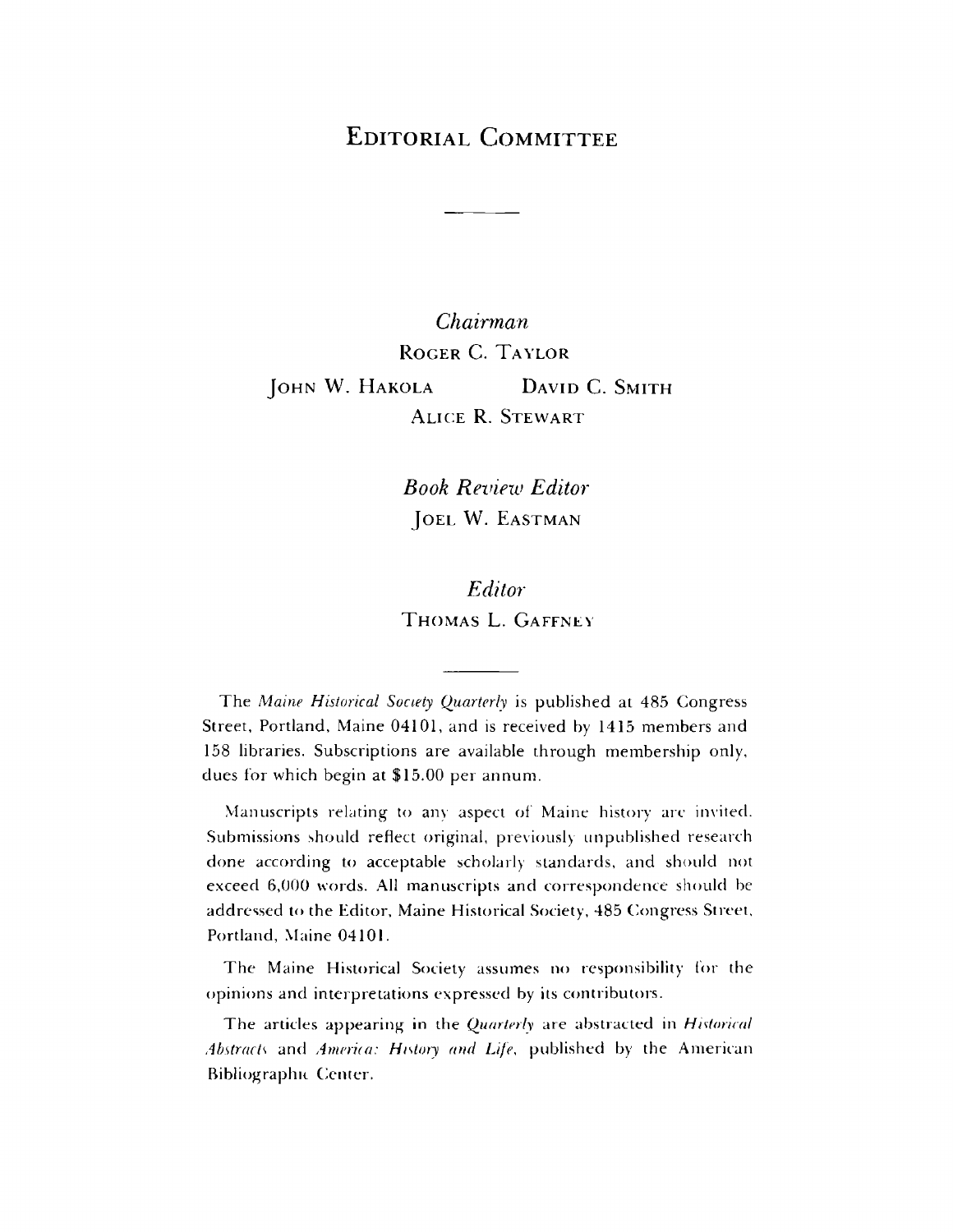# EDITORIAL COMMITTEE

---

*Chairman*

ROGER C. TAYLOR

JOHN W. HAKOLA    DAVID C. SMITH

ALICE R. STEWART

*Book Review Editor*

JOEL W. EASTMAN

*Editor*

THOMAS L. GAFFNEY

---

The *Maine Historical Society Quarterly* is published at 485 Congress Street, Portland, Maine 04101, and is received by 1415 members and 158 libraries. Subscriptions are available through membership only, dues for which begin at $15.00 per annum.

Manuscripts relating to any aspect of Maine history are invited. Submissions should reflect original, previously unpublished research done according to acceptable scholarly standards, and should not exceed 6,000 words. All manuscripts and correspondence should be addressed to the Editor, Maine Historical Society, 485 Congress Street, Portland, Maine 04101.

The Maine Historical Society assumes no responsibility for the opinions and interpretations expressed by its contributors.

The articles appearing in the *Quarterly* are abstracted in *Historical Abstracts* and *America: History and Life*, published by the American Bibliographic Center.